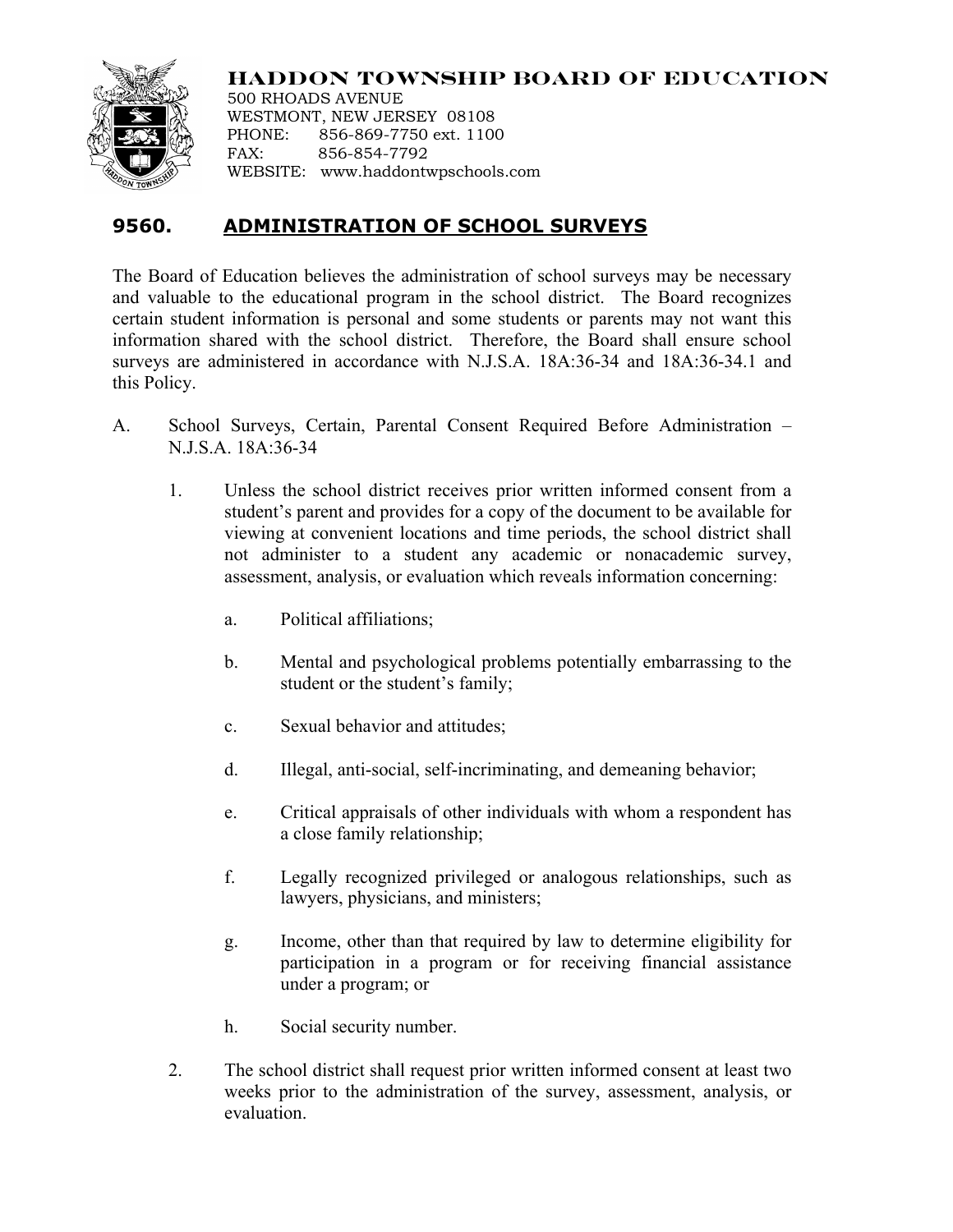# HADDON TOWNSHIP BOARD OF EDUCATION

500 RHOADS AVENUE
WESTMONT, NEW JERSEY 08108
PHONE: 856-869-7750 ext. 1100
FAX: 856-854-7792
WEBSITE: www.haddontwpschools.com

## 9560. ADMINISTRATION OF SCHOOL SURVEYS

The Board of Education believes the administration of school surveys may be necessary and valuable to the educational program in the school district. The Board recognizes certain student information is personal and some students or parents may not want this information shared with the school district. Therefore, the Board shall ensure school surveys are administered in accordance with N.J.S.A. 18A:36-34 and 18A:36-34.1 and this Policy.

A. School Surveys, Certain, Parental Consent Required Before Administration – N.J.S.A. 18A:36-34

   1. Unless the school district receives prior written informed consent from a student's parent and provides for a copy of the document to be available for viewing at convenient locations and time periods, the school district shall not administer to a student any academic or nonacademic survey, assessment, analysis, or evaluation which reveals information concerning:

      a. Political affiliations;

      b. Mental and psychological problems potentially embarrassing to the student or the student's family;

      c. Sexual behavior and attitudes;

      d. Illegal, anti-social, self-incriminating, and demeaning behavior;

      e. Critical appraisals of other individuals with whom a respondent has a close family relationship;

      f. Legally recognized privileged or analogous relationships, such as lawyers, physicians, and ministers;

      g. Income, other than that required by law to determine eligibility for participation in a program or for receiving financial assistance under a program; or

      h. Social security number.

   2. The school district shall request prior written informed consent at least two weeks prior to the administration of the survey, assessment, analysis, or evaluation.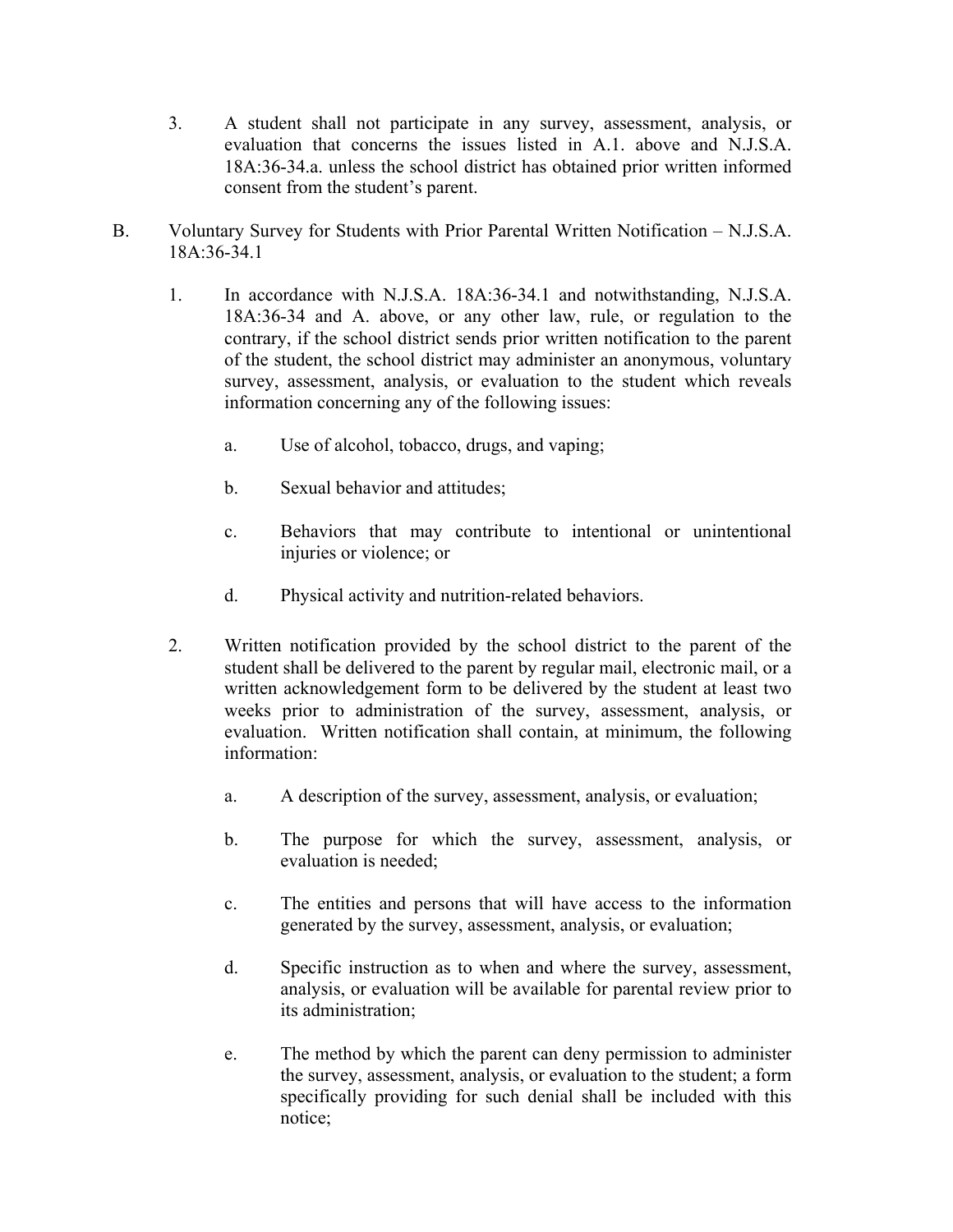3. A student shall not participate in any survey, assessment, analysis, or evaluation that concerns the issues listed in A.1. above and N.J.S.A. 18A:36-34.a. unless the school district has obtained prior written informed consent from the student's parent.

B. Voluntary Survey for Students with Prior Parental Written Notification – N.J.S.A. 18A:36-34.1

1. In accordance with N.J.S.A. 18A:36-34.1 and notwithstanding, N.J.S.A. 18A:36-34 and A. above, or any other law, rule, or regulation to the contrary, if the school district sends prior written notification to the parent of the student, the school district may administer an anonymous, voluntary survey, assessment, analysis, or evaluation to the student which reveals information concerning any of the following issues:

   a. Use of alcohol, tobacco, drugs, and vaping;

   b. Sexual behavior and attitudes;

   c. Behaviors that may contribute to intentional or unintentional injuries or violence; or

   d. Physical activity and nutrition-related behaviors.

2. Written notification provided by the school district to the parent of the student shall be delivered to the parent by regular mail, electronic mail, or a written acknowledgement form to be delivered by the student at least two weeks prior to administration of the survey, assessment, analysis, or evaluation. Written notification shall contain, at minimum, the following information:

   a. A description of the survey, assessment, analysis, or evaluation;

   b. The purpose for which the survey, assessment, analysis, or evaluation is needed;

   c. The entities and persons that will have access to the information generated by the survey, assessment, analysis, or evaluation;

   d. Specific instruction as to when and where the survey, assessment, analysis, or evaluation will be available for parental review prior to its administration;

   e. The method by which the parent can deny permission to administer the survey, assessment, analysis, or evaluation to the student; a form specifically providing for such denial shall be included with this notice;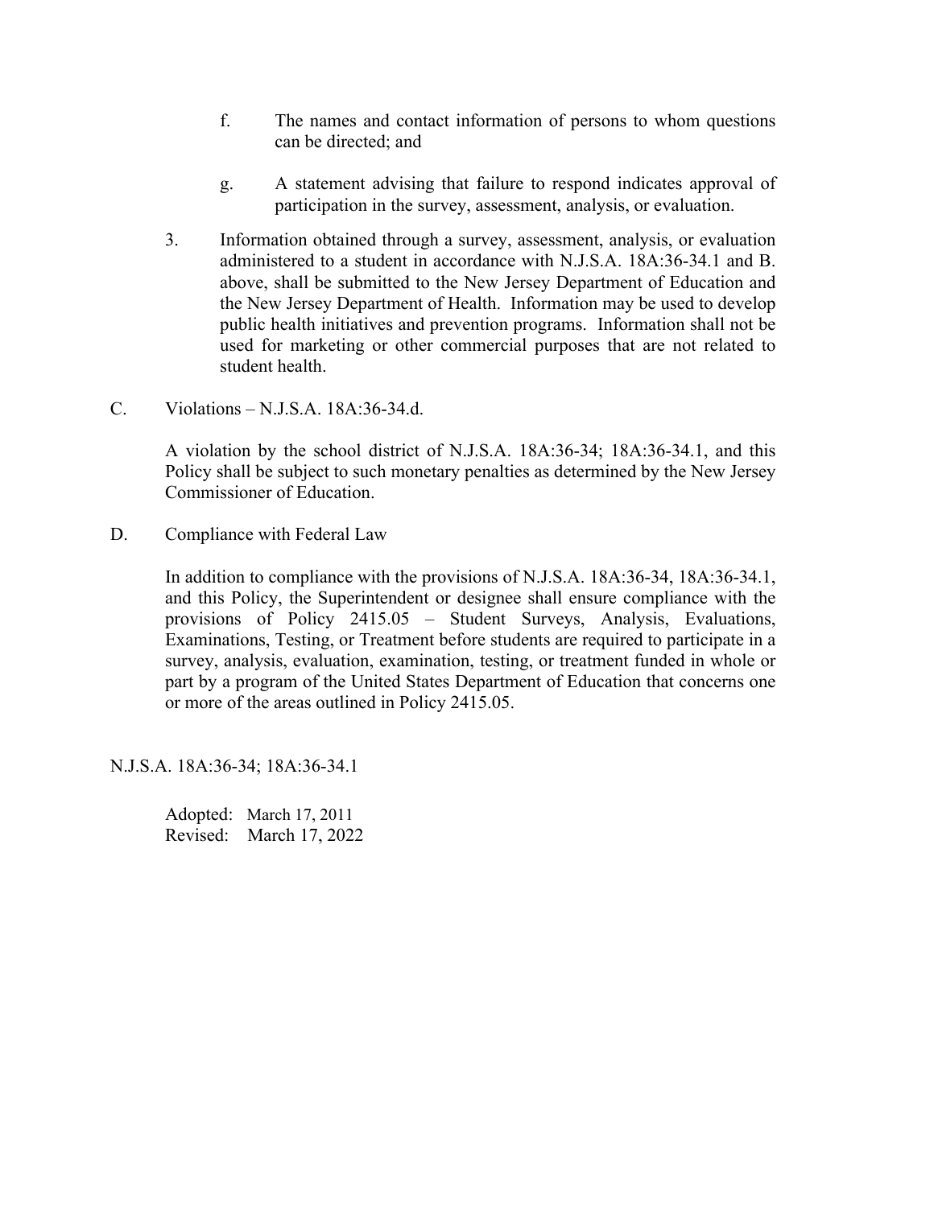f. The names and contact information of persons to whom questions can be directed; and

g. A statement advising that failure to respond indicates approval of participation in the survey, assessment, analysis, or evaluation.

3. Information obtained through a survey, assessment, analysis, or evaluation administered to a student in accordance with N.J.S.A. 18A:36-34.1 and B. above, shall be submitted to the New Jersey Department of Education and the New Jersey Department of Health. Information may be used to develop public health initiatives and prevention programs. Information shall not be used for marketing or other commercial purposes that are not related to student health.

C. Violations – N.J.S.A. 18A:36-34.d.

A violation by the school district of N.J.S.A. 18A:36-34; 18A:36-34.1, and this Policy shall be subject to such monetary penalties as determined by the New Jersey Commissioner of Education.

D. Compliance with Federal Law

In addition to compliance with the provisions of N.J.S.A. 18A:36-34, 18A:36-34.1, and this Policy, the Superintendent or designee shall ensure compliance with the provisions of Policy 2415.05 – Student Surveys, Analysis, Evaluations, Examinations, Testing, or Treatment before students are required to participate in a survey, analysis, evaluation, examination, testing, or treatment funded in whole or part by a program of the United States Department of Education that concerns one or more of the areas outlined in Policy 2415.05.

N.J.S.A. 18A:36-34; 18A:36-34.1

Adopted: March 17, 2011
Revised: March 17, 2022